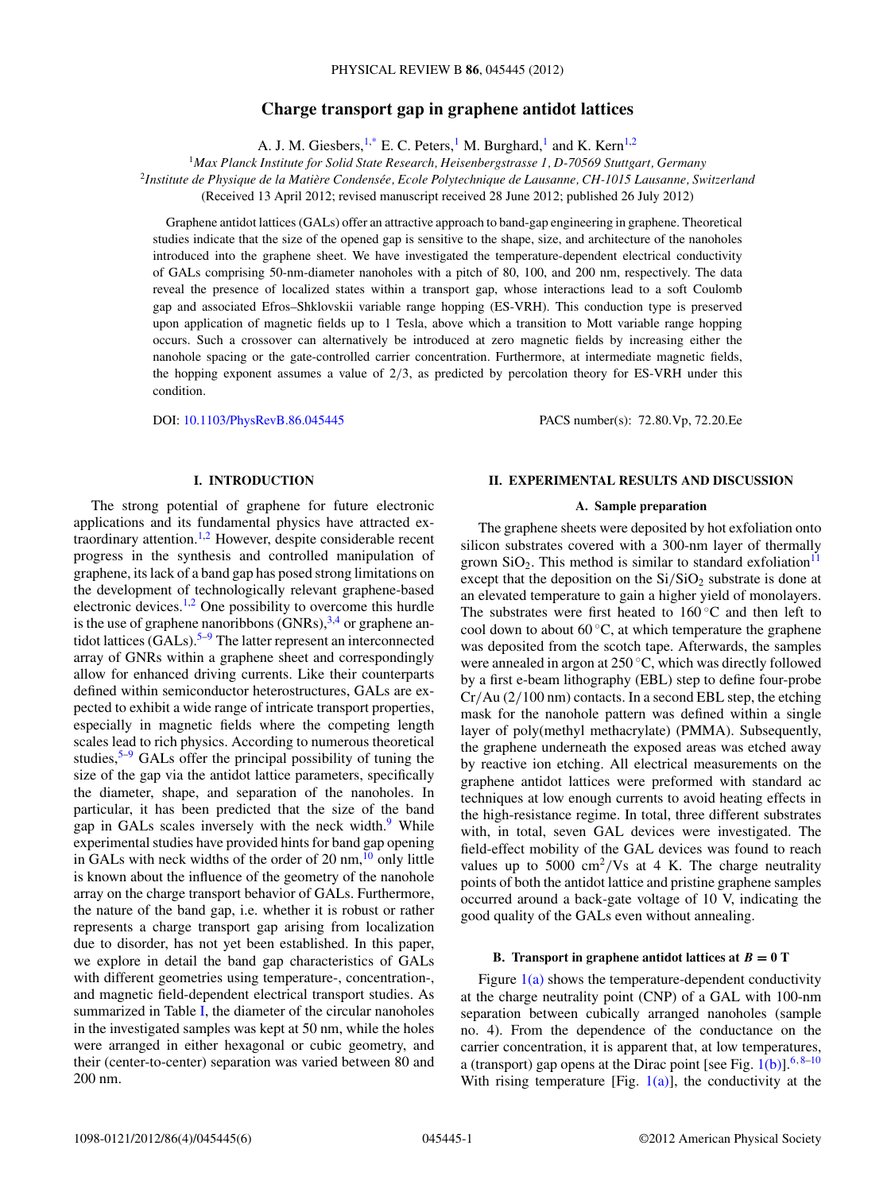# Charge transport gap in graphene antidot lattices

A. J. M. Giesbers,[1,*] E. C. Peters,[1] M. Burghard,[1] and K. Kern[1,2]

[1] *Max Planck Institute for Solid State Research, Heisenbergstrasse 1, D-70569 Stuttgart, Germany*
[2] *Institute de Physique de la Matière Condensée, Ecole Polytechnique de Lausanne, CH-1015 Lausanne, Switzerland*

(Received 13 April 2012; revised manuscript received 28 June 2012; published 26 July 2012)

Graphene antidot lattices (GALs) offer an attractive approach to band-gap engineering in graphene. Theoretical studies indicate that the size of the opened gap is sensitive to the shape, size, and architecture of the nanoholes introduced into the graphene sheet. We have investigated the temperature-dependent electrical conductivity of GALs comprising 50-nm-diameter nanoholes with a pitch of 80, 100, and 200 nm, respectively. The data reveal the presence of localized states within a transport gap, whose interactions lead to a soft Coulomb gap and associated Efros–Shklovskii variable range hopping (ES-VRH). This conduction type is preserved upon application of magnetic fields up to 1 Tesla, above which a transition to Mott variable range hopping occurs. Such a crossover can alternatively be introduced at zero magnetic fields by increasing either the nanohole spacing or the gate-controlled carrier concentration. Furthermore, at intermediate magnetic fields, the hopping exponent assumes a value of 2/3, as predicted by percolation theory for ES-VRH under this condition.

DOI: 10.1103/PhysRevB.86.045445 PACS number(s): 72.80.Vp, 72.20.Ee

## I. INTRODUCTION

The strong potential of graphene for future electronic applications and its fundamental physics have attracted extraordinary attention.[1,2] However, despite considerable recent progress in the synthesis and controlled manipulation of graphene, its lack of a band gap has posed strong limitations on the development of technologically relevant graphene-based electronic devices.[1,2] One possibility to overcome this hurdle is the use of graphene nanoribbons (GNRs),[3,4] or graphene antidot lattices (GALs).[5–9] The latter represent an interconnected array of GNRs within a graphene sheet and correspondingly allow for enhanced driving currents. Like their counterparts defined within semiconductor heterostructures, GALs are expected to exhibit a wide range of intricate transport properties, especially in magnetic fields where the competing length scales lead to rich physics. According to numerous theoretical studies,[5–9] GALs offer the principal possibility of tuning the size of the gap via the antidot lattice parameters, specifically the diameter, shape, and separation of the nanoholes. In particular, it has been predicted that the size of the band gap in GALs scales inversely with the neck width.[9] While experimental studies have provided hints for band gap opening in GALs with neck widths of the order of 20 nm,[10] only little is known about the influence of the geometry of the nanohole array on the charge transport behavior of GALs. Furthermore, the nature of the band gap, i.e. whether it is robust or rather represents a charge transport gap arising from localization due to disorder, has not yet been established. In this paper, we explore in detail the band gap characteristics of GALs with different geometries using temperature-, concentration-, and magnetic field-dependent electrical transport studies. As summarized in Table I, the diameter of the circular nanoholes in the investigated samples was kept at 50 nm, while the holes were arranged in either hexagonal or cubic geometry, and their (center-to-center) separation was varied between 80 and 200 nm.

## II. EXPERIMENTAL RESULTS AND DISCUSSION

### A. Sample preparation

The graphene sheets were deposited by hot exfoliation onto silicon substrates covered with a 300-nm layer of thermally grown $SiO_2$. This method is similar to standard exfoliation[11] except that the deposition on the $Si/SiO_2$ substrate is done at an elevated temperature to gain a higher yield of monolayers. The substrates were first heated to 160 °C and then left to cool down to about 60 °C, at which temperature the graphene was deposited from the scotch tape. Afterwards, the samples were annealed in argon at 250 °C, which was directly followed by a first e-beam lithography (EBL) step to define four-probe Cr/Au (2/100 nm) contacts. In a second EBL step, the etching mask for the nanohole pattern was defined within a single layer of poly(methyl methacrylate) (PMMA). Subsequently, the graphene underneath the exposed areas was etched away by reactive ion etching. All electrical measurements on the graphene antidot lattices were preformed with standard ac techniques at low enough currents to avoid heating effects in the high-resistance regime. In total, three different substrates with, in total, seven GAL devices were investigated. The field-effect mobility of the GAL devices was found to reach values up to 5000 $cm^2/Vs$ at 4 K. The charge neutrality points of both the antidot lattice and pristine graphene samples occurred around a back-gate voltage of 10 V, indicating the good quality of the GALs even without annealing.

### B. Transport in graphene antidot lattices at $B = 0$ T

Figure 1(a) shows the temperature-dependent conductivity at the charge neutrality point (CNP) of a GAL with 100-nm separation between cubically arranged nanoholes (sample no. 4). From the dependence of the conductance on the carrier concentration, it is apparent that, at low temperatures, a (transport) gap opens at the Dirac point [see Fig. 1(b)].[6,8–10] With rising temperature [Fig. 1(a)], the conductivity at the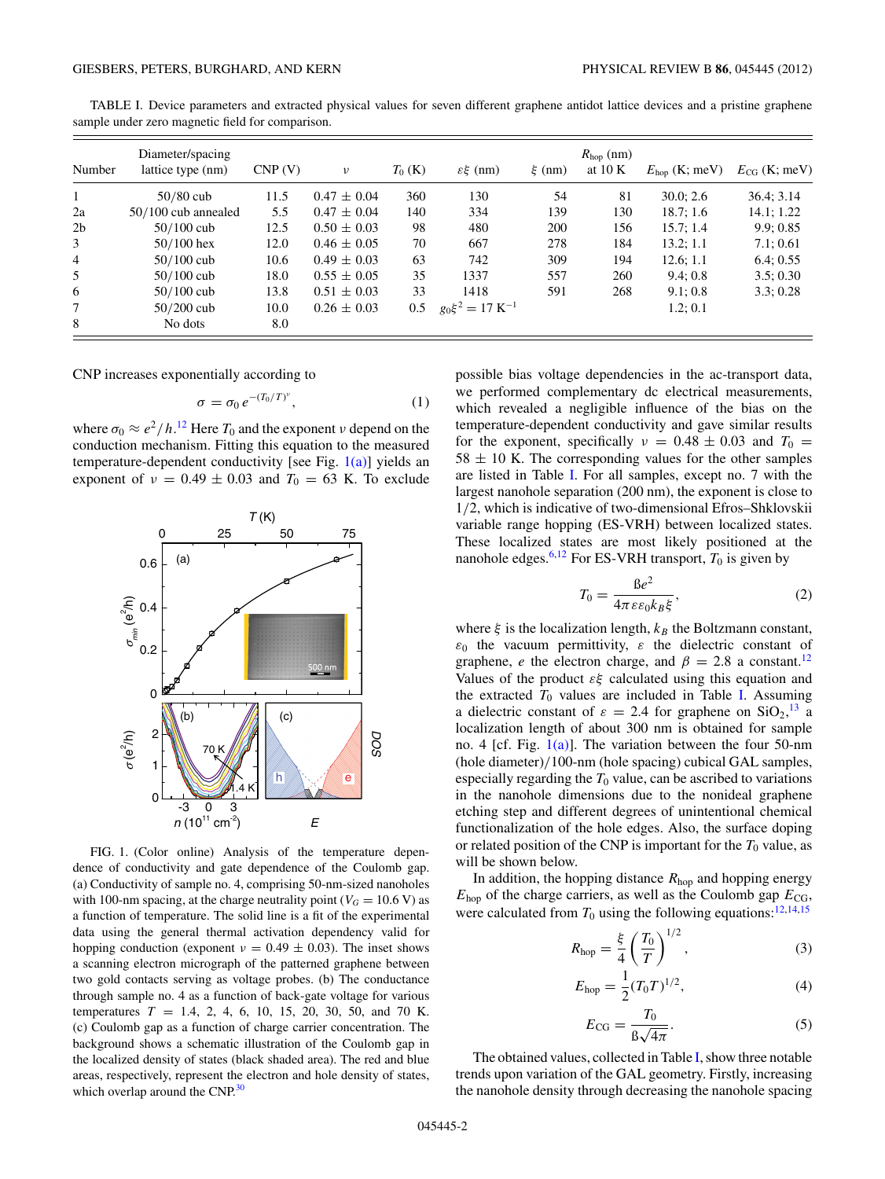TABLE I. Device parameters and extracted physical values for seven different graphene antidot lattice devices and a pristine graphene sample under zero magnetic field for comparison.

| Number | Diameter/spacing lattice type (nm) | CNP (V) | $\nu$ | $T_0$ (K) | $\varepsilon\xi$ (nm) | $\xi$ (nm) | $R_{\rm hop}$ (nm) at 10 K | $E_{\rm hop}$ (K; meV) | $E_{\rm CG}$ (K; meV) |
|---|---|---|---|---|---|---|---|---|---|
| 1 | 50/80 cub | 11.5 | 0.47 ± 0.04 | 360 | 130 | 54 | 81 | 30.0; 2.6 | 36.4; 3.14 |
| 2a | 50/100 cub annealed | 5.5 | 0.47 ± 0.04 | 140 | 334 | 139 | 130 | 18.7; 1.6 | 14.1; 1.22 |
| 2b | 50/100 cub | 12.5 | 0.50 ± 0.03 | 98 | 480 | 200 | 156 | 15.7; 1.4 | 9.9; 0.85 |
| 3 | 50/100 hex | 12.0 | 0.46 ± 0.05 | 70 | 667 | 278 | 184 | 13.2; 1.1 | 7.1; 0.61 |
| 4 | 50/100 cub | 10.6 | 0.49 ± 0.03 | 63 | 742 | 309 | 194 | 12.6; 1.1 | 6.4; 0.55 |
| 5 | 50/100 cub | 18.0 | 0.55 ± 0.05 | 35 | 1337 | 557 | 260 | 9.4; 0.8 | 3.5; 0.30 |
| 6 | 50/100 cub | 13.8 | 0.51 ± 0.03 | 33 | 1418 | 591 | 268 | 9.1; 0.8 | 3.3; 0.28 |
| 7 | 50/200 cub | 10.0 | 0.26 ± 0.03 | 0.5 | $g_0\xi^2 = 17$ K$^{-1}$ | | | 1.2; 0.1 | |
| 8 | No dots | 8.0 | | | | | | | |

CNP increases exponentially according to

$$\sigma = \sigma_0\, e^{-(T_0/T)^{\nu}}, \tag{1}$$

where $\sigma_0 \approx e^2/h$.[12] Here $T_0$ and the exponent $\nu$ depend on the conduction mechanism. Fitting this equation to the measured temperature-dependent conductivity [see Fig. 1(a)] yields an exponent of $\nu = 0.49 \pm 0.03$ and $T_0 = 63$ K. To exclude possible bias voltage dependencies in the ac-transport data, we performed complementary dc electrical measurements, which revealed a negligible influence of the bias on the temperature-dependent conductivity and gave similar results for the exponent, specifically $\nu = 0.48 \pm 0.03$ and $T_0 = 58 \pm 10$ K. The corresponding values for the other samples are listed in Table I. For all samples, except no. 7 with the largest nanohole separation (200 nm), the exponent is close to 1/2, which is indicative of two-dimensional Efros–Shklovskii variable range hopping (ES-VRH) between localized states. These localized states are most likely positioned at the nanohole edges.[6,12] For ES-VRH transport, $T_0$ is given by

$$T_0 = \frac{\beta e^2}{4\pi\varepsilon\varepsilon_0 k_B \xi}, \tag{2}$$

where $\xi$ is the localization length, $k_B$ the Boltzmann constant, $\varepsilon_0$ the vacuum permittivity, $\varepsilon$ the dielectric constant of graphene, $e$ the electron charge, and $\beta = 2.8$ a constant.[12] Values of the product $\varepsilon\xi$ calculated using this equation and the extracted $T_0$ values are included in Table I. Assuming a dielectric constant of $\varepsilon = 2.4$ for graphene on $SiO_2$,[13] a localization length of about 300 nm is obtained for sample no. 4 [cf. Fig. 1(a)]. The variation between the four 50-nm (hole diameter)/100-nm (hole spacing) cubical GAL samples, especially regarding the $T_0$ value, can be ascribed to variations in the nanohole dimensions due to the nonideal graphene etching step and different degrees of unintentional chemical functionalization of the hole edges. Also, the surface doping or related position of the CNP is important for the $T_0$ value, as will be shown below.

FIG. 1. (Color online) Analysis of the temperature dependence of conductivity and gate dependence of the Coulomb gap. (a) Conductivity of sample no. 4, comprising 50-nm-sized nanoholes with 100-nm spacing, at the charge neutrality point ($V_G = 10.6$ V) as a function of temperature. The solid line is a fit of the experimental data using the general thermal activation dependency valid for hopping conduction (exponent $\nu = 0.49 \pm 0.03$). The inset shows a scanning electron micrograph of the patterned graphene between two gold contacts serving as voltage probes. (b) The conductance through sample no. 4 as a function of back-gate voltage for various temperatures $T = 1.4$, 2, 4, 6, 10, 15, 20, 30, 50, and 70 K. (c) Coulomb gap as a function of charge carrier concentration. The background shows a schematic illustration of the Coulomb gap in the localized density of states (black shaded area). The red and blue areas, respectively, represent the electron and hole density of states, which overlap around the CNP.[30]

In addition, the hopping distance $R_{\rm hop}$ and hopping energy $E_{\rm hop}$ of the charge carriers, as well as the Coulomb gap $E_{\rm CG}$, were calculated from $T_0$ using the following equations:[12,14,15]

$$R_{\rm hop} = \frac{\xi}{4}\left(\frac{T_0}{T}\right)^{1/2}, \tag{3}$$

$$E_{\rm hop} = \frac{1}{2}(T_0 T)^{1/2}, \tag{4}$$

$$E_{\rm CG} = \frac{T_0}{\beta\sqrt{4\pi}}. \tag{5}$$

The obtained values, collected in Table I, show three notable trends upon variation of the GAL geometry. Firstly, increasing the nanohole density through decreasing the nanohole spacing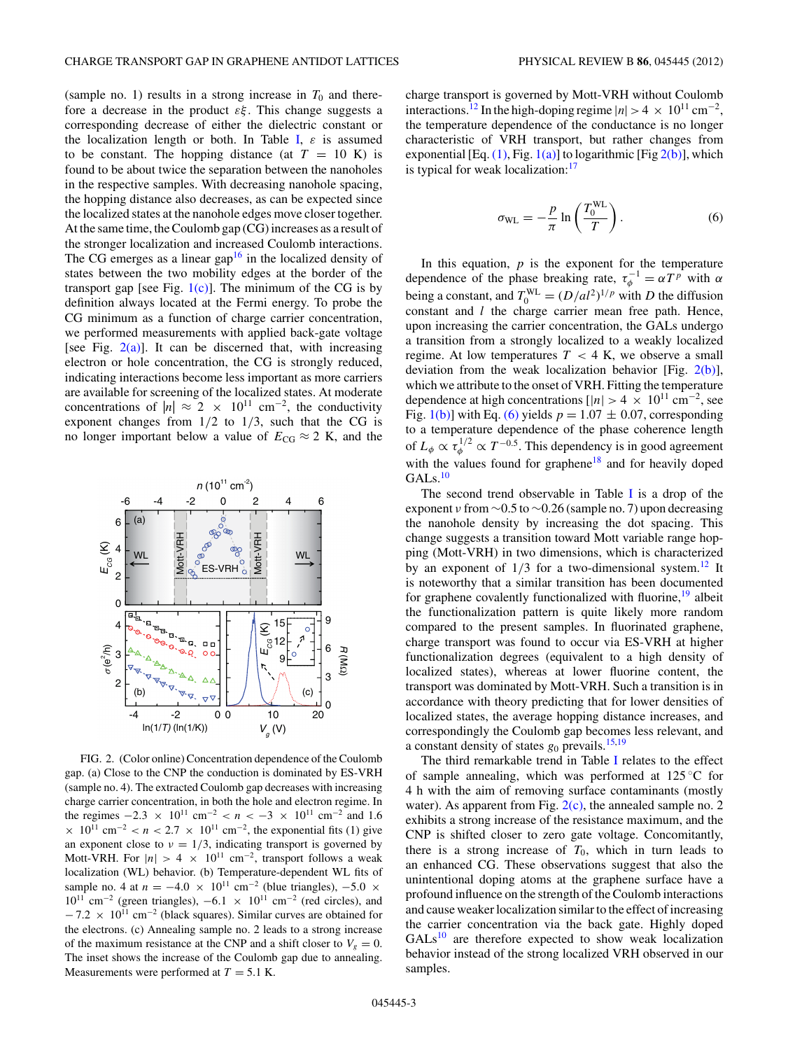(sample no. 1) results in a strong increase in $T_0$ and therefore a decrease in the product $\varepsilon\xi$. This change suggests a corresponding decrease of either the dielectric constant or the localization length or both. In Table I, $\varepsilon$ is assumed to be constant. The hopping distance (at $T = 10$ K) is found to be about twice the separation between the nanoholes in the respective samples. With decreasing nanohole spacing, the hopping distance also decreases, as can be expected since the localized states at the nanohole edges move closer together. At the same time, the Coulomb gap (CG) increases as a result of the stronger localization and increased Coulomb interactions. The CG emerges as a linear gap[16] in the localized density of states between the two mobility edges at the border of the transport gap [see Fig. 1(c)]. The minimum of the CG is by definition always located at the Fermi energy. To probe the CG minimum as a function of charge carrier concentration, we performed measurements with applied back-gate voltage [see Fig. 2(a)]. It can be discerned that, with increasing electron or hole concentration, the CG is strongly reduced, indicating interactions become less important as more carriers are available for screening of the localized states. At moderate concentrations of $|n| \approx 2 \times 10^{11}$ cm$^{-2}$, the conductivity exponent changes from 1/2 to 1/3, such that the CG is no longer important below a value of $E_{CG} \approx 2$ K, and the

FIG. 2. (Color online) Concentration dependence of the Coulomb gap. (a) Close to the CNP the conduction is dominated by ES-VRH (sample no. 4). The extracted Coulomb gap decreases with increasing charge carrier concentration, in both the hole and electron regime. In the regimes $-2.3 \times 10^{11}$ cm$^{-2}$ $< n < -3 \times 10^{11}$ cm$^{-2}$ and $1.6 \times 10^{11}$ cm$^{-2}$ $< n < 2.7 \times 10^{11}$ cm$^{-2}$, the exponential fits (1) give an exponent close to $\nu = 1/3$, indicating transport is governed by Mott-VRH. For $|n| > 4 \times 10^{11}$ cm$^{-2}$, transport follows a weak localization (WL) behavior. (b) Temperature-dependent WL fits of sample no. 4 at $n = -4.0 \times 10^{11}$ cm$^{-2}$ (blue triangles), $-5.0 \times 10^{11}$ cm$^{-2}$ (green triangles), $-6.1 \times 10^{11}$ cm$^{-2}$ (red circles), and $-7.2 \times 10^{11}$ cm$^{-2}$ (black squares). Similar curves are obtained for the electrons. (c) Annealing sample no. 2 leads to a strong increase of the maximum resistance at the CNP and a shift closer to $V_g = 0$. The inset shows the increase of the Coulomb gap due to annealing. Measurements were performed at $T = 5.1$ K.

charge transport is governed by Mott-VRH without Coulomb interactions.[12] In the high-doping regime $|n| > 4 \times 10^{11}$ cm$^{-2}$, the temperature dependence of the conductance is no longer characteristic of VRH transport, but rather changes from exponential [Eq. (1), Fig. 1(a)] to logarithmic [Fig 2(b)], which is typical for weak localization:[17]

$$\sigma_{\mathrm{WL}} = -\frac{p}{\pi} \ln\left(\frac{T_0^{\mathrm{WL}}}{T}\right). \tag{6}$$

In this equation, $p$ is the exponent for the temperature dependence of the phase breaking rate, $\tau_\phi^{-1} = \alpha T^p$ with $\alpha$ being a constant, and $T_0^{\mathrm{WL}} = (D/al^2)^{1/p}$ with $D$ the diffusion constant and $l$ the charge carrier mean free path. Hence, upon increasing the carrier concentration, the GALs undergo a transition from a strongly localized to a weakly localized regime. At low temperatures $T < 4$ K, we observe a small deviation from the weak localization behavior [Fig. 2(b)], which we attribute to the onset of VRH. Fitting the temperature dependence at high concentrations [$|n| > 4 \times 10^{11}$ cm$^{-2}$, see Fig. 1(b)] with Eq. (6) yields $p = 1.07 \pm 0.07$, corresponding to a temperature dependence of the phase coherence length of $L_\phi \propto \tau_\phi^{1/2} \propto T^{-0.5}$. This dependency is in good agreement with the values found for graphene[18] and for heavily doped GALs.[10]

The second trend observable in Table I is a drop of the exponent $\nu$ from ~0.5 to ~0.26 (sample no. 7) upon decreasing the nanohole density by increasing the dot spacing. This change suggests a transition toward Mott variable range hopping (Mott-VRH) in two dimensions, which is characterized by an exponent of 1/3 for a two-dimensional system.[12] It is noteworthy that a similar transition has been documented for graphene covalently functionalized with fluorine,[19] albeit the functionalization pattern is quite likely more random compared to the present samples. In fluorinated graphene, charge transport was found to occur via ES-VRH at higher functionalization degrees (equivalent to a high density of localized states), whereas at lower fluorine content, the transport was dominated by Mott-VRH. Such a transition is in accordance with theory predicting that for lower densities of localized states, the average hopping distance increases, and correspondingly the Coulomb gap becomes less relevant, and a constant density of states $g_0$ prevails.[15,19]

The third remarkable trend in Table I relates to the effect of sample annealing, which was performed at 125 °C for 4 h with the aim of removing surface contaminants (mostly water). As apparent from Fig. 2(c), the annealed sample no. 2 exhibits a strong increase of the resistance maximum, and the CNP is shifted closer to zero gate voltage. Concomitantly, there is a strong increase of $T_0$, which in turn leads to an enhanced CG. These observations suggest that also the unintentional doping atoms at the graphene surface have a profound influence on the strength of the Coulomb interactions and cause weaker localization similar to the effect of increasing the carrier concentration via the back gate. Highly doped GALs[10] are therefore expected to show weak localization behavior instead of the strong localized VRH observed in our samples.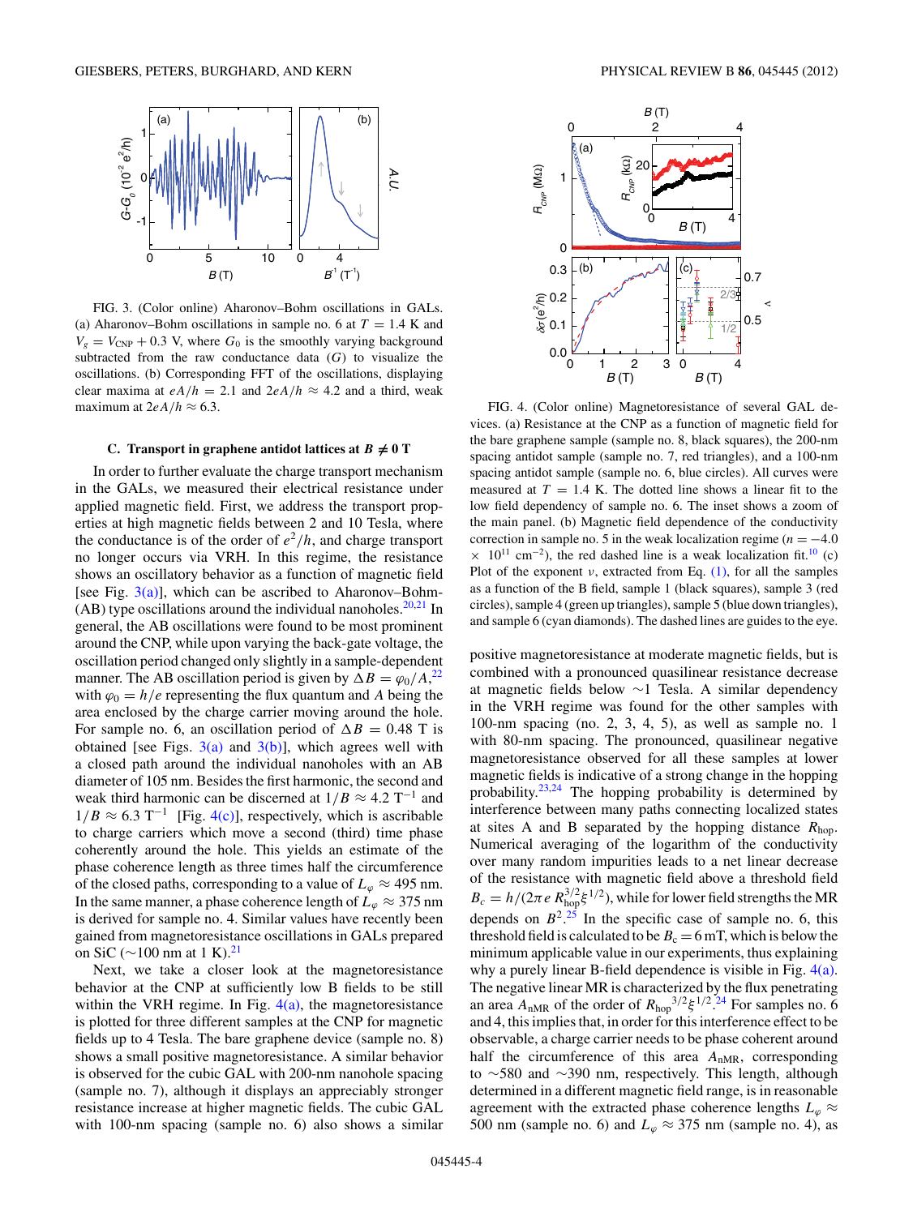FIG. 3. (Color online) Aharonov–Bohm oscillations in GALs. (a) Aharonov–Bohm oscillations in sample no. 6 at $T = 1.4$ K and $V_g = V_{\mathrm{CNP}} + 0.3$ V, where $G_0$ is the smoothly varying background subtracted from the raw conductance data ($G$) to visualize the oscillations. (b) Corresponding FFT of the oscillations, displaying clear maxima at $eA/h = 2.1$ and $2eA/h \approx 4.2$ and a third, weak maximum at $2eA/h \approx 6.3$.

### C. Transport in graphene antidot lattices at $B \neq 0$ T

In order to further evaluate the charge transport mechanism in the GALs, we measured their electrical resistance under applied magnetic field. First, we address the transport properties at high magnetic fields between 2 and 10 Tesla, where the conductance is of the order of $e^2/h$, and charge transport no longer occurs via VRH. In this regime, the resistance shows an oscillatory behavior as a function of magnetic field [see Fig. 3(a)], which can be ascribed to Aharonov–Bohm-(AB) type oscillations around the individual nanoholes.[20,21] In general, the AB oscillations were found to be most prominent around the CNP, while upon varying the back-gate voltage, the oscillation period changed only slightly in a sample-dependent manner. The AB oscillation period is given by $\Delta B = \varphi_0/A$,[22] with $\varphi_0 = h/e$ representing the flux quantum and $A$ being the area enclosed by the charge carrier moving around the hole. For sample no. 6, an oscillation period of $\Delta B = 0.48$ T is obtained [see Figs. 3(a) and 3(b)], which agrees well with a closed path around the individual nanoholes with an AB diameter of 105 nm. Besides the first harmonic, the second and weak third harmonic can be discerned at $1/B \approx 4.2$ T$^{-1}$ and $1/B \approx 6.3$ T$^{-1}$ [Fig. 4(c)], respectively, which is ascribable to charge carriers which move a second (third) time phase coherently around the hole. This yields an estimate of the phase coherence length as three times half the circumference of the closed paths, corresponding to a value of $L_\varphi \approx 495$ nm. In the same manner, a phase coherence length of $L_\varphi \approx 375$ nm is derived for sample no. 4. Similar values have recently been gained from magnetoresistance oscillations in GALs prepared on SiC (~100 nm at 1 K).[21]

Next, we take a closer look at the magnetoresistance behavior at the CNP at sufficiently low B fields to be still within the VRH regime. In Fig. 4(a), the magnetoresistance is plotted for three different samples at the CNP for magnetic fields up to 4 Tesla. The bare graphene device (sample no. 8) shows a small positive magnetoresistance. A similar behavior is observed for the cubic GAL with 200-nm nanohole spacing (sample no. 7), although it displays an appreciably stronger resistance increase at higher magnetic fields. The cubic GAL with 100-nm spacing (sample no. 6) also shows a similar positive magnetoresistance at moderate magnetic fields, but is combined with a pronounced quasilinear resistance decrease at magnetic fields below ~1 Tesla. A similar dependency in the VRH regime was found for the other samples with 100-nm spacing (no. 2, 3, 4, 5), as well as sample no. 1 with 80-nm spacing. The pronounced, quasilinear negative magnetoresistance observed for all these samples at lower magnetic fields is indicative of a strong change in the hopping probability.[23,24] The hopping probability is determined by interference between many paths connecting localized states at sites A and B separated by the hopping distance $R_{\mathrm{hop}}$. Numerical averaging of the logarithm of the conductivity over many random impurities leads to a net linear decrease of the resistance with magnetic field above a threshold field $B_c = h/(2\pi e\, R_{\mathrm{hop}}^{3/2}\xi^{1/2})$, while for lower field strengths the MR depends on $B^2$.[25] In the specific case of sample no. 6, this threshold field is calculated to be $B_c = 6$ mT, which is below the minimum applicable value in our experiments, thus explaining why a purely linear B-field dependence is visible in Fig. 4(a). The negative linear MR is characterized by the flux penetrating an area $A_{\mathrm{nMR}}$ of the order of $R_{\mathrm{hop}}{}^{3/2}\xi^{1/2}$.[24] For samples no. 6 and 4, this implies that, in order for this interference effect to be observable, a charge carrier needs to be phase coherent around half the circumference of this area $A_{\mathrm{nMR}}$, corresponding to ~580 and ~390 nm, respectively. This length, although determined in a different magnetic field range, is in reasonable agreement with the extracted phase coherence lengths $L_\varphi \approx 500$ nm (sample no. 6) and $L_\varphi \approx 375$ nm (sample no. 4), as

FIG. 4. (Color online) Magnetoresistance of several GAL devices. (a) Resistance at the CNP as a function of magnetic field for the bare graphene sample (sample no. 8, black squares), the 200-nm spacing antidot sample (sample no. 7, red triangles), and a 100-nm spacing antidot sample (sample no. 6, blue circles). All curves were measured at $T = 1.4$ K. The dotted line shows a linear fit to the low field dependency of sample no. 6. The inset shows a zoom of the main panel. (b) Magnetic field dependence of the conductivity correction in sample no. 5 in the weak localization regime ($n = -4.0 \times 10^{11}$ cm$^{-2}$), the red dashed line is a weak localization fit.[10] (c) Plot of the exponent $\nu$, extracted from Eq. (1), for all the samples as a function of the B field, sample 1 (black squares), sample 3 (red circles), sample 4 (green up triangles), sample 5 (blue down triangles), and sample 6 (cyan diamonds). The dashed lines are guides to the eye.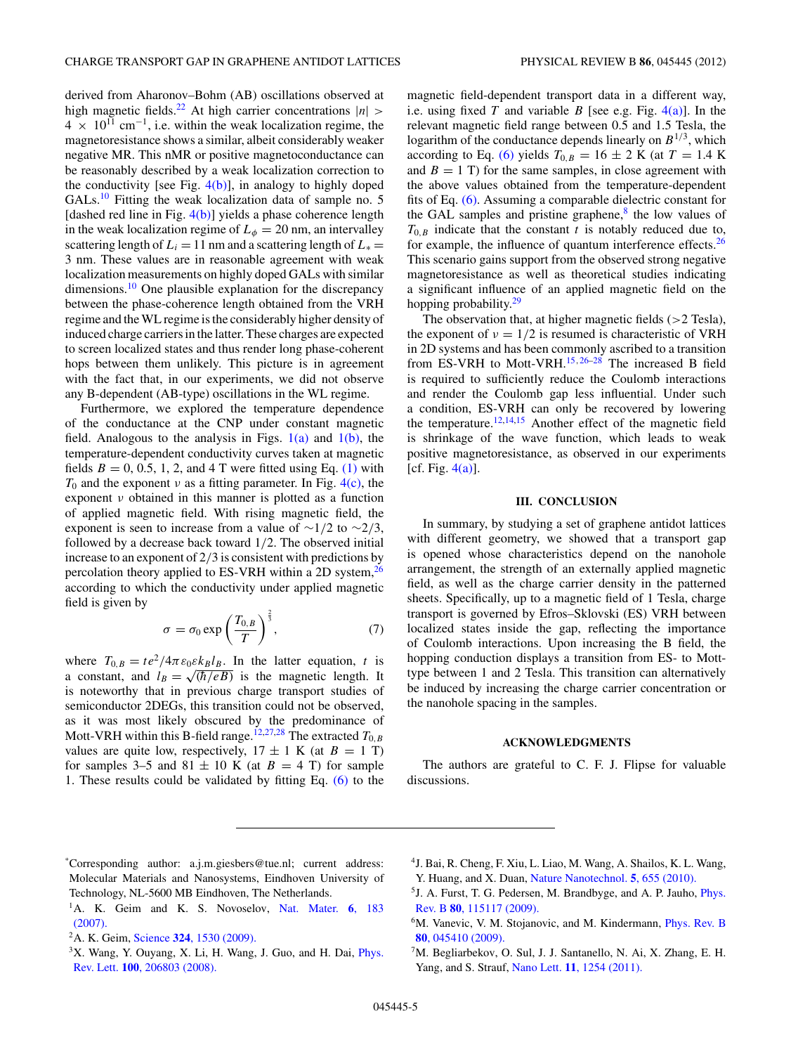derived from Aharonov–Bohm (AB) oscillations observed at high magnetic fields.[22] At high carrier concentrations $|n| > 4 \times 10^{11}$ cm$^{-1}$, i.e. within the weak localization regime, the magnetoresistance shows a similar, albeit considerably weaker negative MR. This nMR or positive magnetoconductance can be reasonably described by a weak localization correction to the conductivity [see Fig. 4(b)], in analogy to highly doped GALs.[10] Fitting the weak localization data of sample no. 5 [dashed red line in Fig. 4(b)] yields a phase coherence length in the weak localization regime of $L_\phi = 20$ nm, an intervalley scattering length of $L_i = 11$ nm and a scattering length of $L_* = 3$ nm. These values are in reasonable agreement with weak localization measurements on highly doped GALs with similar dimensions.[10] One plausible explanation for the discrepancy between the phase-coherence length obtained from the VRH regime and the WL regime is the considerably higher density of induced charge carriers in the latter. These charges are expected to screen localized states and thus render long phase-coherent hops between them unlikely. This picture is in agreement with the fact that, in our experiments, we did not observe any B-dependent (AB-type) oscillations in the WL regime.

Furthermore, we explored the temperature dependence of the conductance at the CNP under constant magnetic field. Analogous to the analysis in Figs. 1(a) and 1(b), the temperature-dependent conductivity curves taken at magnetic fields $B = 0$, 0.5, 1, 2, and 4 T were fitted using Eq. (1) with $T_0$ and the exponent $\nu$ as a fitting parameter. In Fig. 4(c), the exponent $\nu$ obtained in this manner is plotted as a function of applied magnetic field. With rising magnetic field, the exponent is seen to increase from a value of $\sim 1/2$ to $\sim 2/3$, followed by a decrease back toward 1/2. The observed initial increase to an exponent of 2/3 is consistent with predictions by percolation theory applied to ES-VRH within a 2D system,[26] according to which the conductivity under applied magnetic field is given by

$$\sigma = \sigma_0 \exp\left(\frac{T_{0,B}}{T}\right)^{\frac{2}{3}}, \tag{7}$$

where $T_{0,B} = te^2/4\pi\varepsilon_0\varepsilon k_B l_B$. In the latter equation, $t$ is a constant, and $l_B = \sqrt{(\hbar/eB)}$ is the magnetic length. It is noteworthy that in previous charge transport studies of semiconductor 2DEGs, this transition could not be observed, as it was most likely obscured by the predominance of Mott-VRH within this B-field range.[12,27,28] The extracted $T_{0,B}$ values are quite low, respectively, $17 \pm 1$ K (at $B = 1$ T) for samples 3–5 and $81 \pm 10$ K (at $B = 4$ T) for sample 1. These results could be validated by fitting Eq. (6) to the magnetic field-dependent transport data in a different way, i.e. using fixed $T$ and variable $B$ [see e.g. Fig. 4(a)]. In the relevant magnetic field range between 0.5 and 1.5 Tesla, the logarithm of the conductance depends linearly on $B^{1/3}$, which according to Eq. (6) yields $T_{0,B} = 16 \pm 2$ K (at $T = 1.4$ K and $B = 1$ T) for the same samples, in close agreement with the above values obtained from the temperature-dependent fits of Eq. (6). Assuming a comparable dielectric constant for the GAL samples and pristine graphene,[8] the low values of $T_{0,B}$ indicate that the constant $t$ is notably reduced due to, for example, the influence of quantum interference effects.[26] This scenario gains support from the observed strong negative magnetoresistance as well as theoretical studies indicating a significant influence of an applied magnetic field on the hopping probability.[29]

The observation that, at higher magnetic fields (>2 Tesla), the exponent of $\nu = 1/2$ is resumed is characteristic of VRH in 2D systems and has been commonly ascribed to a transition from ES-VRH to Mott-VRH.[15,26–28] The increased B field is required to sufficiently reduce the Coulomb interactions and render the Coulomb gap less influential. Under such a condition, ES-VRH can only be recovered by lowering the temperature.[12,14,15] Another effect of the magnetic field is shrinkage of the wave function, which leads to weak positive magnetoresistance, as observed in our experiments [cf. Fig. 4(a)].

## III. CONCLUSION

In summary, by studying a set of graphene antidot lattices with different geometry, we showed that a transport gap is opened whose characteristics depend on the nanohole arrangement, the strength of an externally applied magnetic field, as well as the charge carrier density in the patterned sheets. Specifically, up to a magnetic field of 1 Tesla, charge transport is governed by Efros–Sklovski (ES) VRH between localized states inside the gap, reflecting the importance of Coulomb interactions. Upon increasing the B field, the hopping conduction displays a transition from ES- to Mott-type between 1 and 2 Tesla. This transition can alternatively be induced by increasing the charge carrier concentration or the nanohole spacing in the samples.

## ACKNOWLEDGMENTS

The authors are grateful to C. F. J. Flipse for valuable discussions.

---

*Corresponding author: a.j.m.giesbers@tue.nl; current address: Molecular Materials and Nanosystems, Eindhoven University of Technology, NL-5600 MB Eindhoven, The Netherlands.

[1] A. K. Geim and K. S. Novoselov, Nat. Mater. **6**, 183 (2007).

[2] A. K. Geim, Science **324**, 1530 (2009).

[3] X. Wang, Y. Ouyang, X. Li, H. Wang, J. Guo, and H. Dai, Phys. Rev. Lett. **100**, 206803 (2008).

[4] J. Bai, R. Cheng, F. Xiu, L. Liao, M. Wang, A. Shailos, K. L. Wang, Y. Huang, and X. Duan, Nature Nanotechnol. **5**, 655 (2010).

[5] J. A. Furst, T. G. Pedersen, M. Brandbyge, and A. P. Jauho, Phys. Rev. B **80**, 115117 (2009).

[6] M. Vanevic, V. M. Stojanovic, and M. Kindermann, Phys. Rev. B **80**, 045410 (2009).

[7] M. Begliarbekov, O. Sul, J. J. Santanello, N. Ai, X. Zhang, E. H. Yang, and S. Strauf, Nano Lett. **11**, 1254 (2011).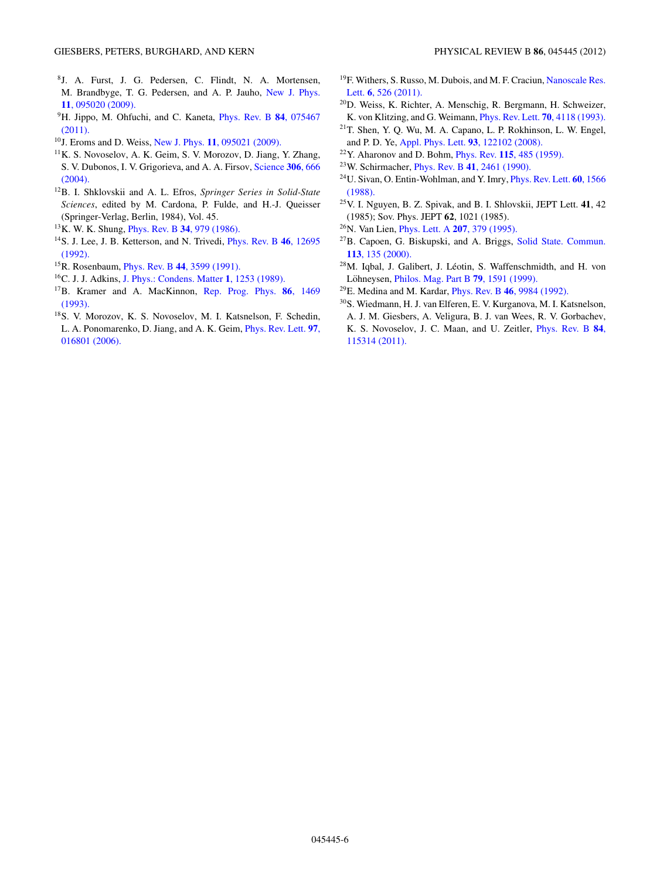[8] J. A. Furst, J. G. Pedersen, C. Flindt, N. A. Mortensen, M. Brandbyge, T. G. Pedersen, and A. P. Jauho, New J. Phys. **11**, 095020 (2009).

[9] H. Jippo, M. Ohfuchi, and C. Kaneta, Phys. Rev. B **84**, 075467 (2011).

[10] J. Eroms and D. Weiss, New J. Phys. **11**, 095021 (2009).

[11] K. S. Novoselov, A. K. Geim, S. V. Morozov, D. Jiang, Y. Zhang, S. V. Dubonos, I. V. Grigorieva, and A. A. Firsov, Science **306**, 666 (2004).

[12] B. I. Shklovskii and A. L. Efros, *Springer Series in Solid-State Sciences*, edited by M. Cardona, P. Fulde, and H.-J. Queisser (Springer-Verlag, Berlin, 1984), Vol. 45.

[13] K. W. K. Shung, Phys. Rev. B **34**, 979 (1986).

[14] S. J. Lee, J. B. Ketterson, and N. Trivedi, Phys. Rev. B **46**, 12695 (1992).

[15] R. Rosenbaum, Phys. Rev. B **44**, 3599 (1991).

[16] C. J. J. Adkins, J. Phys.: Condens. Matter **1**, 1253 (1989).

[17] B. Kramer and A. MacKinnon, Rep. Prog. Phys. **86**, 1469 (1993).

[18] S. V. Morozov, K. S. Novoselov, M. I. Katsnelson, F. Schedin, L. A. Ponomarenko, D. Jiang, and A. K. Geim, Phys. Rev. Lett. **97**, 016801 (2006).

[19] F. Withers, S. Russo, M. Dubois, and M. F. Craciun, Nanoscale Res. Lett. **6**, 526 (2011).

[20] D. Weiss, K. Richter, A. Menschig, R. Bergmann, H. Schweizer, K. von Klitzing, and G. Weimann, Phys. Rev. Lett. **70**, 4118 (1993).

[21] T. Shen, Y. Q. Wu, M. A. Capano, L. P. Rokhinson, L. W. Engel, and P. D. Ye, Appl. Phys. Lett. **93**, 122102 (2008).

[22] Y. Aharonov and D. Bohm, Phys. Rev. **115**, 485 (1959).

[23] W. Schirmacher, Phys. Rev. B **41**, 2461 (1990).

[24] U. Sivan, O. Entin-Wohlman, and Y. Imry, Phys. Rev. Lett. **60**, 1566 (1988).

[25] V. I. Nguyen, B. Z. Spivak, and B. I. Shlovskii, JEPT Lett. **41**, 42 (1985); Sov. Phys. JEPT **62**, 1021 (1985).

[26] N. Van Lien, Phys. Lett. A **207**, 379 (1995).

[27] B. Capoen, G. Biskupski, and A. Briggs, Solid State. Commun. **113**, 135 (2000).

[28] M. Iqbal, J. Galibert, J. Léotin, S. Waffenschmidth, and H. von Löhneysen, Philos. Mag. Part B **79**, 1591 (1999).

[29] E. Medina and M. Kardar, Phys. Rev. B **46**, 9984 (1992).

[30] S. Wiedmann, H. J. van Elferen, E. V. Kurganova, M. I. Katsnelson, A. J. M. Giesbers, A. Veligura, B. J. van Wees, R. V. Gorbachev, K. S. Novoselov, J. C. Maan, and U. Zeitler, Phys. Rev. B **84**, 115314 (2011).